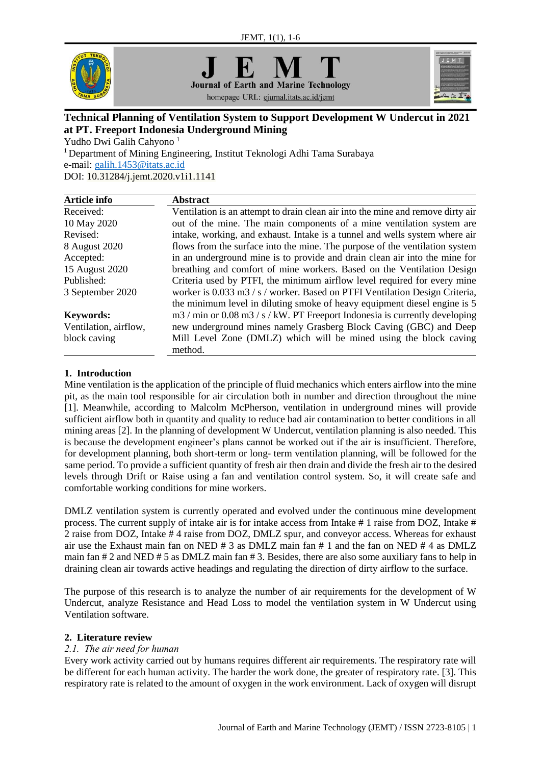# Technical Planning of Ventilation System to Support Development W Undercut in 2021 at PT. Freeport Indonesia Underground Mining

Yudho Dwi Galih Cahyono [1]

[1] Department of Mining Engineering, Institut Teknologi Adhi Tama Surabaya

e-mail: galih.1453@itats.ac.id

DOI: 10.31284/j.jemt.2020.v1i1.1141

| Article info | Abstract |
|---|---|
| Received: 10 May 2020<br>Revised: 8 August 2020<br>Accepted: 15 August 2020<br>Published: 3 September 2020<br><br>**Keywords:**<br>Ventilation, airflow, block caving | Ventilation is an attempt to drain clean air into the mine and remove dirty air out of the mine. The main components of a mine ventilation system are intake, working, and exhaust. Intake is a tunnel and wells system where air flows from the surface into the mine. The purpose of the ventilation system in an underground mine is to provide and drain clean air into the mine for breathing and comfort of mine workers. Based on the Ventilation Design Criteria used by PTFI, the minimum airflow level required for every mine worker is 0.033 m3 / s / worker. Based on PTFI Ventilation Design Criteria, the minimum level in diluting smoke of heavy equipment diesel engine is 5 m3 / min or 0.08 m3 / s / kW. PT Freeport Indonesia is currently developing new underground mines namely Grasberg Block Caving (GBC) and Deep Mill Level Zone (DMLZ) which will be mined using the block caving method. |

## 1. Introduction

Mine ventilation is the application of the principle of fluid mechanics which enters airflow into the mine pit, as the main tool responsible for air circulation both in number and direction throughout the mine [1]. Meanwhile, according to Malcolm McPherson, ventilation in underground mines will provide sufficient airflow both in quantity and quality to reduce bad air contamination to better conditions in all mining areas [2]. In the planning of development W Undercut, ventilation planning is also needed. This is because the development engineer's plans cannot be worked out if the air is insufficient. Therefore, for development planning, both short-term or long- term ventilation planning, will be followed for the same period. To provide a sufficient quantity of fresh air then drain and divide the fresh air to the desired levels through Drift or Raise using a fan and ventilation control system. So, it will create safe and comfortable working conditions for mine workers.

DMLZ ventilation system is currently operated and evolved under the continuous mine development process. The current supply of intake air is for intake access from Intake # 1 raise from DOZ, Intake # 2 raise from DOZ, Intake # 4 raise from DOZ, DMLZ spur, and conveyor access. Whereas for exhaust air use the Exhaust main fan on NED # 3 as DMLZ main fan # 1 and the fan on NED # 4 as DMLZ main fan # 2 and NED # 5 as DMLZ main fan # 3. Besides, there are also some auxiliary fans to help in draining clean air towards active headings and regulating the direction of dirty airflow to the surface.

The purpose of this research is to analyze the number of air requirements for the development of W Undercut, analyze Resistance and Head Loss to model the ventilation system in W Undercut using Ventilation software.

## 2. Literature review

### *2.1. The air need for human*

Every work activity carried out by humans requires different air requirements. The respiratory rate will be different for each human activity. The harder the work done, the greater of respiratory rate. [3]. This respiratory rate is related to the amount of oxygen in the work environment. Lack of oxygen will disrupt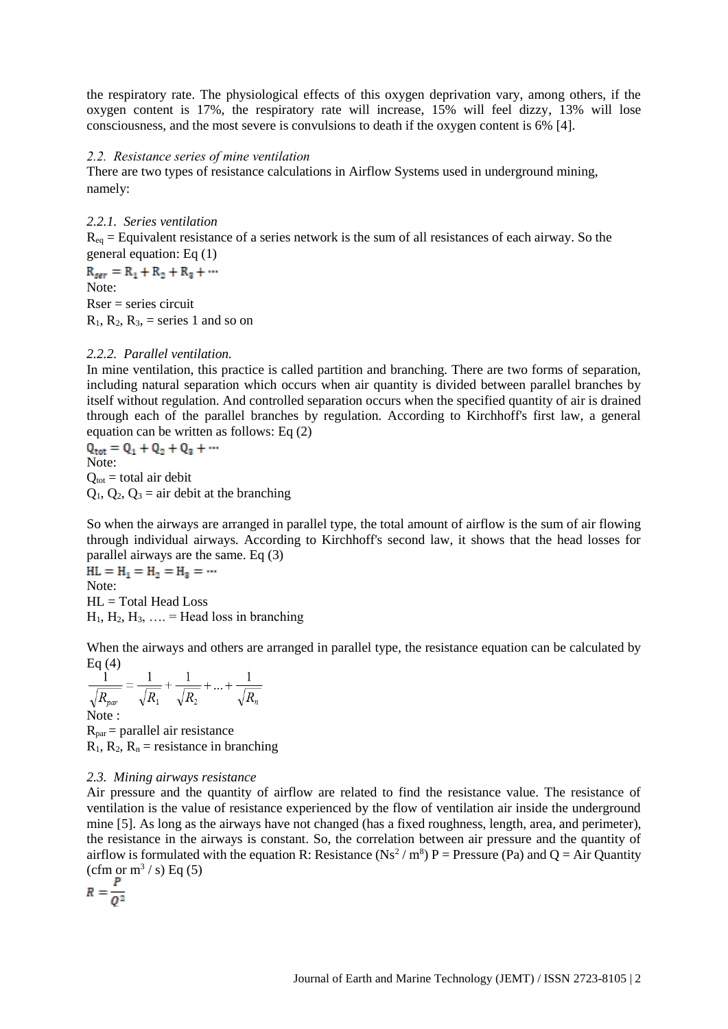the respiratory rate. The physiological effects of this oxygen deprivation vary, among others, if the oxygen content is 17%, the respiratory rate will increase, 15% will feel dizzy, 13% will lose consciousness, and the most severe is convulsions to death if the oxygen content is 6% [4].

### *2.2. Resistance series of mine ventilation*

There are two types of resistance calculations in Airflow Systems used in underground mining, namely:

#### *2.2.1. Series ventilation*

$R_{eq}$ = Equivalent resistance of a series network is the sum of all resistances of each airway. So the general equation: Eq (1)

$$R_{ser} = R_1 + R_2 + R_3 + \cdots$$

Note:

Rser = series circuit

$R_1$, $R_2$, $R_3$, = series 1 and so on

#### *2.2.2. Parallel ventilation.*

In mine ventilation, this practice is called partition and branching. There are two forms of separation, including natural separation which occurs when air quantity is divided between parallel branches by itself without regulation. And controlled separation occurs when the specified quantity of air is drained through each of the parallel branches by regulation. According to Kirchhoff's first law, a general equation can be written as follows: Eq (2)

$$Q_{tot} = Q_1 + Q_2 + Q_3 + \cdots$$

Note:

$Q_{tot}$ = total air debit

$Q_1$, $Q_2$, $Q_3$ = air debit at the branching

So when the airways are arranged in parallel type, the total amount of airflow is the sum of air flowing through individual airways. According to Kirchhoff's second law, it shows that the head losses for parallel airways are the same. Eq (3)

$$HL = H_1 = H_2 = H_3 = \cdots$$

Note:

HL = Total Head Loss

$H_1$, $H_2$, $H_3$, …. = Head loss in branching

When the airways and others are arranged in parallel type, the resistance equation can be calculated by Eq (4)

$$\frac{1}{\sqrt{R_{par}}} = \frac{1}{\sqrt{R_1}} + \frac{1}{\sqrt{R_2}} + \ldots + \frac{1}{\sqrt{R_n}}$$

Note :

$R_{par}$ = parallel air resistance

$R_1$, $R_2$, $R_n$ = resistance in branching

### *2.3. Mining airways resistance*

Air pressure and the quantity of airflow are related to find the resistance value. The resistance of ventilation is the value of resistance experienced by the flow of ventilation air inside the underground mine [5]. As long as the airways have not changed (has a fixed roughness, length, area, and perimeter), the resistance in the airways is constant. So, the correlation between air pressure and the quantity of airflow is formulated with the equation R: Resistance ($Ns^2 / m^8$) P = Pressure (Pa) and Q = Air Quantity (cfm or $m^3$ / s) Eq (5)

$$R = \frac{P}{Q^2}$$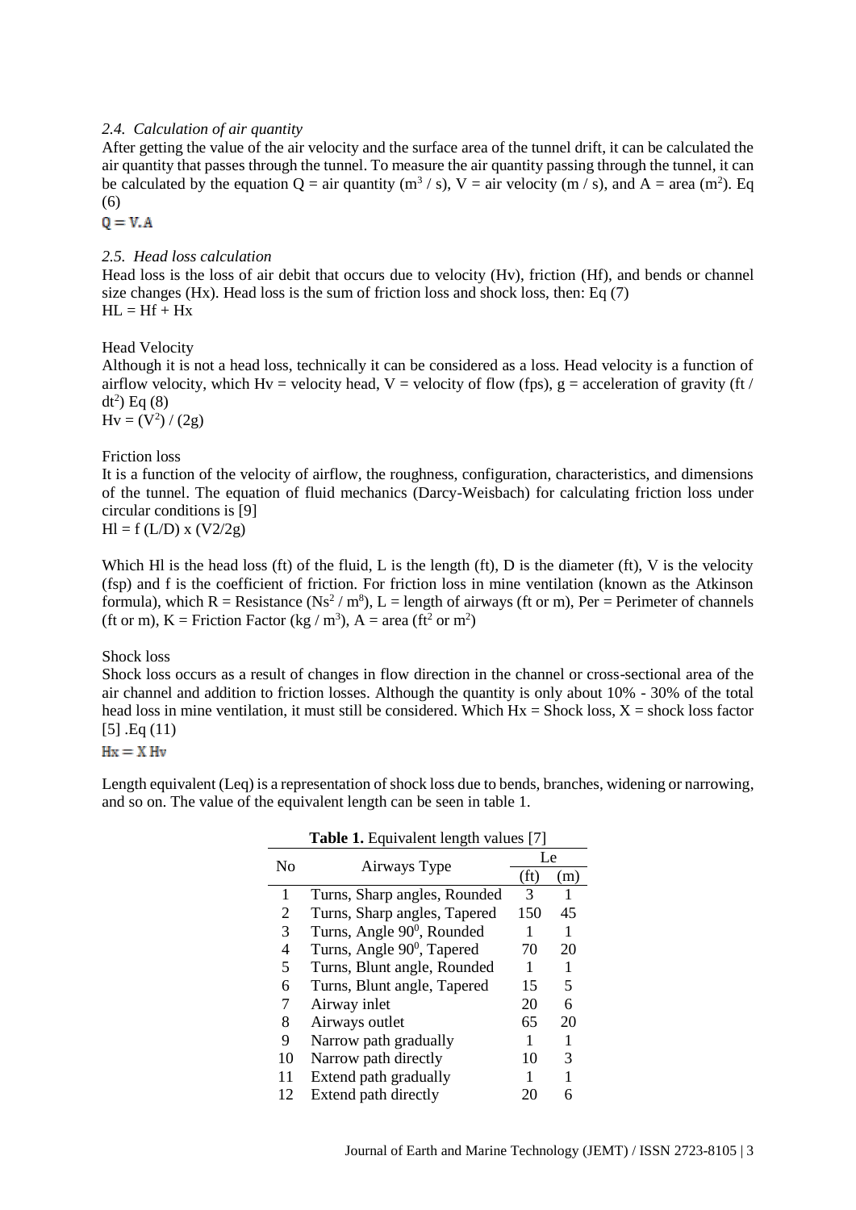### *2.4. Calculation of air quantity*

After getting the value of the air velocity and the surface area of the tunnel drift, it can be calculated the air quantity that passes through the tunnel. To measure the air quantity passing through the tunnel, it can be calculated by the equation Q = air quantity ($m^3$ / s), V = air velocity (m / s), and A = area ($m^2$). Eq (6)

$$Q = V.A$$

### *2.5. Head loss calculation*

Head loss is the loss of air debit that occurs due to velocity (Hv), friction (Hf), and bends or channel size changes (Hx). Head loss is the sum of friction loss and shock loss, then: Eq (7)

$$HL = Hf + Hx$$

Head Velocity

Although it is not a head loss, technically it can be considered as a loss. Head velocity is a function of airflow velocity, which Hv = velocity head, V = velocity of flow (fps), g = acceleration of gravity (ft / $dt^2$) Eq (8)

$$Hv = (V^2) / (2g)$$

Friction loss

It is a function of the velocity of airflow, the roughness, configuration, characteristics, and dimensions of the tunnel. The equation of fluid mechanics (Darcy-Weisbach) for calculating friction loss under circular conditions is [9]

$$Hl = f\ (L/D) \times (V2/2g)$$

Which Hl is the head loss (ft) of the fluid, L is the length (ft), D is the diameter (ft), V is the velocity (fsp) and f is the coefficient of friction. For friction loss in mine ventilation (known as the Atkinson formula), which R = Resistance ($Ns^2$ / $m^8$), L = length of airways (ft or m), Per = Perimeter of channels (ft or m), K = Friction Factor (kg / $m^3$), A = area ($ft^2$ or $m^2$)

Shock loss

Shock loss occurs as a result of changes in flow direction in the channel or cross-sectional area of the air channel and addition to friction losses. Although the quantity is only about 10% - 30% of the total head loss in mine ventilation, it must still be considered. Which Hx = Shock loss, X = shock loss factor [5] .Eq (11)

$$Hx = X\ Hv$$

Length equivalent (Leq) is a representation of shock loss due to bends, branches, widening or narrowing, and so on. The value of the equivalent length can be seen in table 1.

**Table 1.** Equivalent length values [7]

| No | Airways Type | Le | |
|---|---|---|---|
| | | (ft) | (m) |
| 1 | Turns, Sharp angles, Rounded | 3 | 1 |
| 2 | Turns, Sharp angles, Tapered | 150 | 45 |
| 3 | Turns, Angle $90^0$, Rounded | 1 | 1 |
| 4 | Turns, Angle $90^0$, Tapered | 70 | 20 |
| 5 | Turns, Blunt angle, Rounded | 1 | 1 |
| 6 | Turns, Blunt angle, Tapered | 15 | 5 |
| 7 | Airway inlet | 20 | 6 |
| 8 | Airways outlet | 65 | 20 |
| 9 | Narrow path gradually | 1 | 1 |
| 10 | Narrow path directly | 10 | 3 |
| 11 | Extend path gradually | 1 | 1 |
| 12 | Extend path directly | 20 | 6 |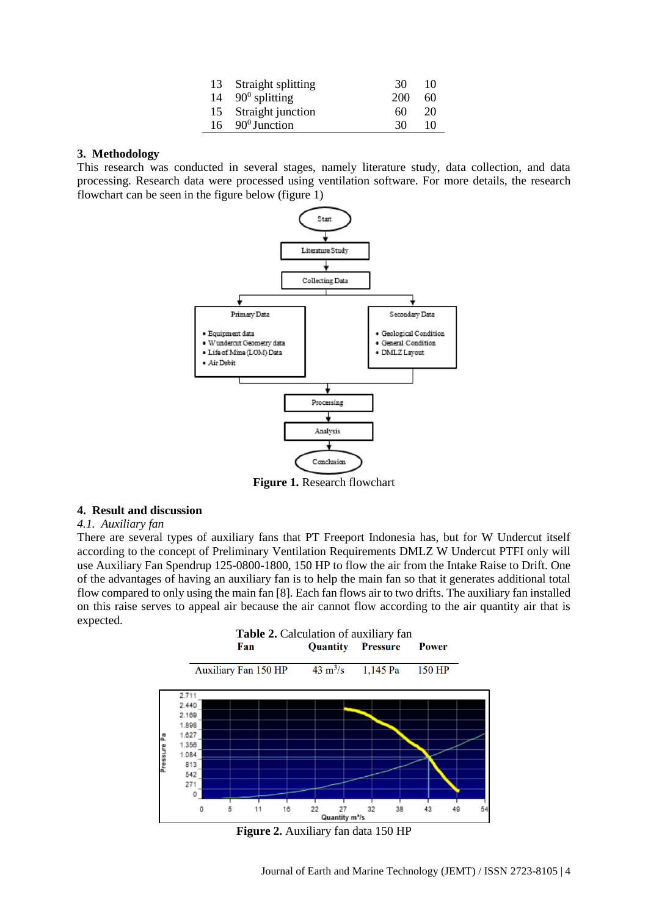| 13 | Straight splitting | 30 | 10 |
|---|---|---|---|
| 14 | $90^0$ splitting | 200 | 60 |
| 15 | Straight junction | 60 | 20 |
| 16 | $90^0$ Junction | 30 | 10 |

## 3. Methodology

This research was conducted in several stages, namely literature study, data collection, and data processing. Research data were processed using ventilation software. For more details, the research flowchart can be seen in the figure below (figure 1)

**Figure 1.** Research flowchart

## 4. Result and discussion

### *4.1. Auxiliary fan*

There are several types of auxiliary fans that PT Freeport Indonesia has, but for W Undercut itself according to the concept of Preliminary Ventilation Requirements DMLZ W Undercut PTFI only will use Auxiliary Fan Spendrup 125-0800-1800, 150 HP to flow the air from the Intake Raise to Drift. One of the advantages of having an auxiliary fan is to help the main fan so that it generates additional total flow compared to only using the main fan [8]. Each fan flows air to two drifts. The auxiliary fan installed on this raise serves to appeal air because the air cannot flow according to the air quantity air that is expected.

**Table 2.** Calculation of auxiliary fan

| Fan | Quantity | Pressure | Power |
|---|---|---|---|
| Auxiliary Fan 150 HP | 43 $m^3/s$ | 1,145 Pa | 150 HP |

**Figure 2.** Auxiliary fan data 150 HP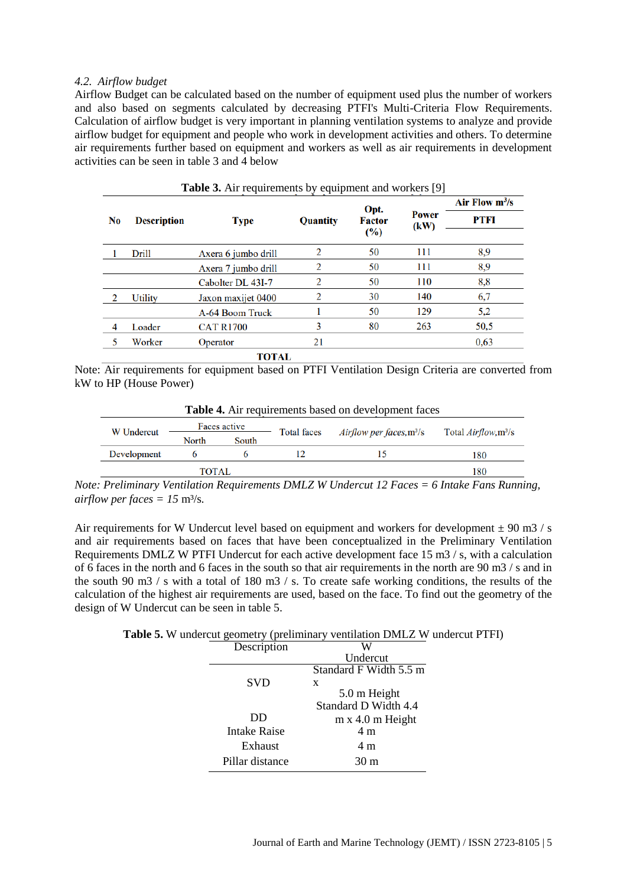*4.2. Airflow budget*

Airflow Budget can be calculated based on the number of equipment used plus the number of workers and also based on segments calculated by decreasing PTFI's Multi-Criteria Flow Requirements. Calculation of airflow budget is very important in planning ventilation systems to analyze and provide airflow budget for equipment and people who work in development activities and others. To determine air requirements further based on equipment and workers as well as air requirements in development activities can be seen in table 3 and 4 below

**Table 3.** Air requirements by equipment and workers [9]

| No | Description | Type | Quantity | Opt. Factor (%) | Power (kW) | Air Flow $m^3/s$ PTFI |
|---|---|---|---|---|---|---|
| 1 | Drill | Axera 6 jumbo drill | 2 | 50 | 111 | 8,9 |
| | | Axera 7 jumbo drill | 2 | 50 | 111 | 8,9 |
| | | Cabolter DL 43I-7 | 2 | 50 | 110 | 8,8 |
| 2 | Utility | Jaxon maxijet 0400 | 2 | 30 | 140 | 6,7 |
| | | A-64 Boom Truck | 1 | 50 | 129 | 5,2 |
| 4 | Loader | CAT R1700 | 3 | 80 | 263 | 50,5 |
| 5 | Worker | Operator | 21 | | | 0,63 |
| | | **TOTAL** | | | | |

Note: Air requirements for equipment based on PTFI Ventilation Design Criteria are converted from kW to HP (House Power)

**Table 4.** Air requirements based on development faces

| W Undercut | Faces active | | Total faces | *Airflow per faces*, $m^3/s$ | Total *Airflow*, $m^3/s$ |
|---|---|---|---|---|---|
| | North | South | | | |
| Development | 6 | 6 | 12 | 15 | 180 |
| | TOTAL | | | | 180 |

*Note: Preliminary Ventilation Requirements DMLZ W Undercut 12 Faces = 6 Intake Fans Running, airflow per faces = 15* $m^3/s$.

Air requirements for W Undercut level based on equipment and workers for development ± 90 m3 / s and air requirements based on faces that have been conceptualized in the Preliminary Ventilation Requirements DMLZ W PTFI Undercut for each active development face 15 m3 / s, with a calculation of 6 faces in the north and 6 faces in the south so that air requirements in the north are 90 m3 / s and in the south 90 m3 / s with a total of 180 m3 / s. To create safe working conditions, the results of the calculation of the highest air requirements are used, based on the face. To find out the geometry of the design of W Undercut can be seen in table 5.

**Table 5.** W undercut geometry (preliminary ventilation DMLZ W undercut PTFI)

| Description | W Undercut |
|---|---|
| SVD | Standard F Width 5.5 m x 5.0 m Height |
| DD | Standard D Width 4.4 m x 4.0 m Height |
| Intake Raise | 4 m |
| Exhaust | 4 m |
| Pillar distance | 30 m |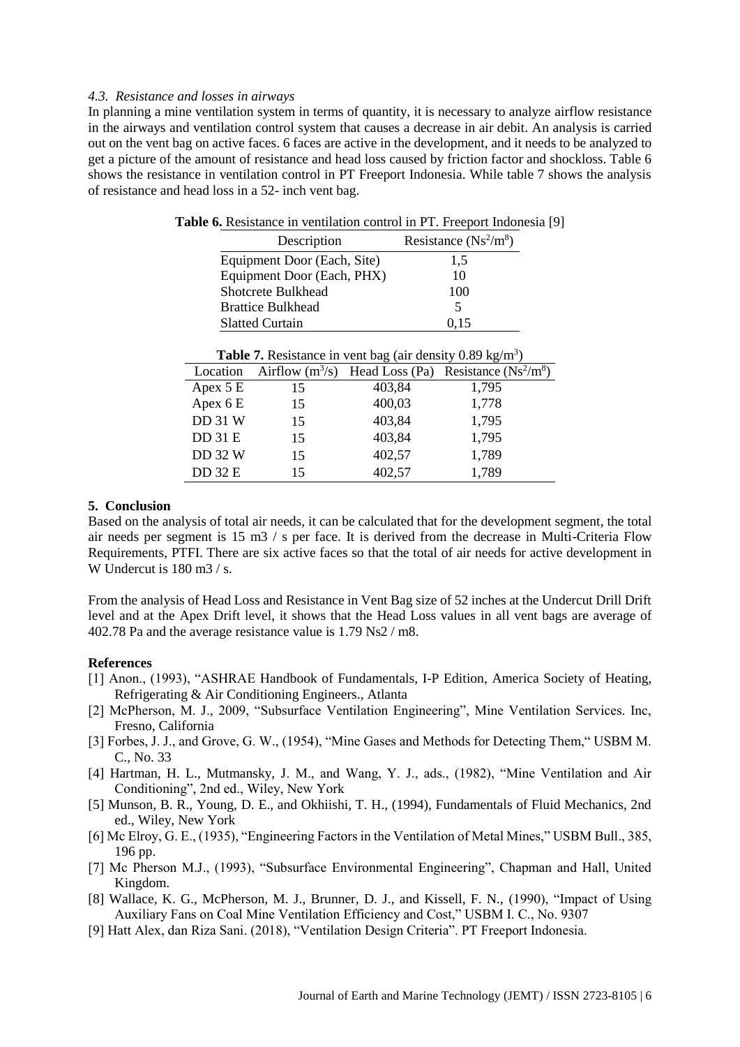### *4.3. Resistance and losses in airways*

In planning a mine ventilation system in terms of quantity, it is necessary to analyze airflow resistance in the airways and ventilation control system that causes a decrease in air debit. An analysis is carried out on the vent bag on active faces. 6 faces are active in the development, and it needs to be analyzed to get a picture of the amount of resistance and head loss caused by friction factor and shockloss. Table 6 shows the resistance in ventilation control in PT Freeport Indonesia. While table 7 shows the analysis of resistance and head loss in a 52- inch vent bag.

**Table 6.** Resistance in ventilation control in PT. Freeport Indonesia [9]

| Description | Resistance ($Ns^2/m^8$) |
|---|---|
| Equipment Door (Each, Site) | 1,5 |
| Equipment Door (Each, PHX) | 10 |
| Shotcrete Bulkhead | 100 |
| Brattice Bulkhead | 5 |
| Slatted Curtain | 0,15 |

**Table 7.** Resistance in vent bag (air density 0.89 $kg/m^3$)

| Location | Airflow ($m^3/s$) | Head Loss (Pa) | Resistance ($Ns^2/m^8$) |
|---|---|---|---|
| Apex 5 E | 15 | 403,84 | 1,795 |
| Apex 6 E | 15 | 400,03 | 1,778 |
| DD 31 W | 15 | 403,84 | 1,795 |
| DD 31 E | 15 | 403,84 | 1,795 |
| DD 32 W | 15 | 402,57 | 1,789 |
| DD 32 E | 15 | 402,57 | 1,789 |

## 5. Conclusion

Based on the analysis of total air needs, it can be calculated that for the development segment, the total air needs per segment is 15 m3 / s per face. It is derived from the decrease in Multi-Criteria Flow Requirements, PTFI. There are six active faces so that the total of air needs for active development in W Undercut is 180 m3 / s.

From the analysis of Head Loss and Resistance in Vent Bag size of 52 inches at the Undercut Drill Drift level and at the Apex Drift level, it shows that the Head Loss values in all vent bags are average of 402.78 Pa and the average resistance value is 1.79 Ns2 / m8.

## References

[1] Anon., (1993), "ASHRAE Handbook of Fundamentals, I-P Edition, America Society of Heating, Refrigerating & Air Conditioning Engineers., Atlanta

[2] McPherson, M. J., 2009, "Subsurface Ventilation Engineering", Mine Ventilation Services. Inc, Fresno, California

[3] Forbes, J. J., and Grove, G. W., (1954), "Mine Gases and Methods for Detecting Them," USBM M. C., No. 33

[4] Hartman, H. L., Mutmansky, J. M., and Wang, Y. J., ads., (1982), "Mine Ventilation and Air Conditioning", 2nd ed., Wiley, New York

[5] Munson, B. R., Young, D. E., and Okhiishi, T. H., (1994), Fundamentals of Fluid Mechanics, 2nd ed., Wiley, New York

[6] Mc Elroy, G. E., (1935), "Engineering Factors in the Ventilation of Metal Mines," USBM Bull., 385, 196 pp.

[7] Mc Pherson M.J., (1993), "Subsurface Environmental Engineering", Chapman and Hall, United Kingdom.

[8] Wallace, K. G., McPherson, M. J., Brunner, D. J., and Kissell, F. N., (1990), "Impact of Using Auxiliary Fans on Coal Mine Ventilation Efficiency and Cost," USBM I. C., No. 9307

[9] Hatt Alex, dan Riza Sani. (2018), "Ventilation Design Criteria". PT Freeport Indonesia.